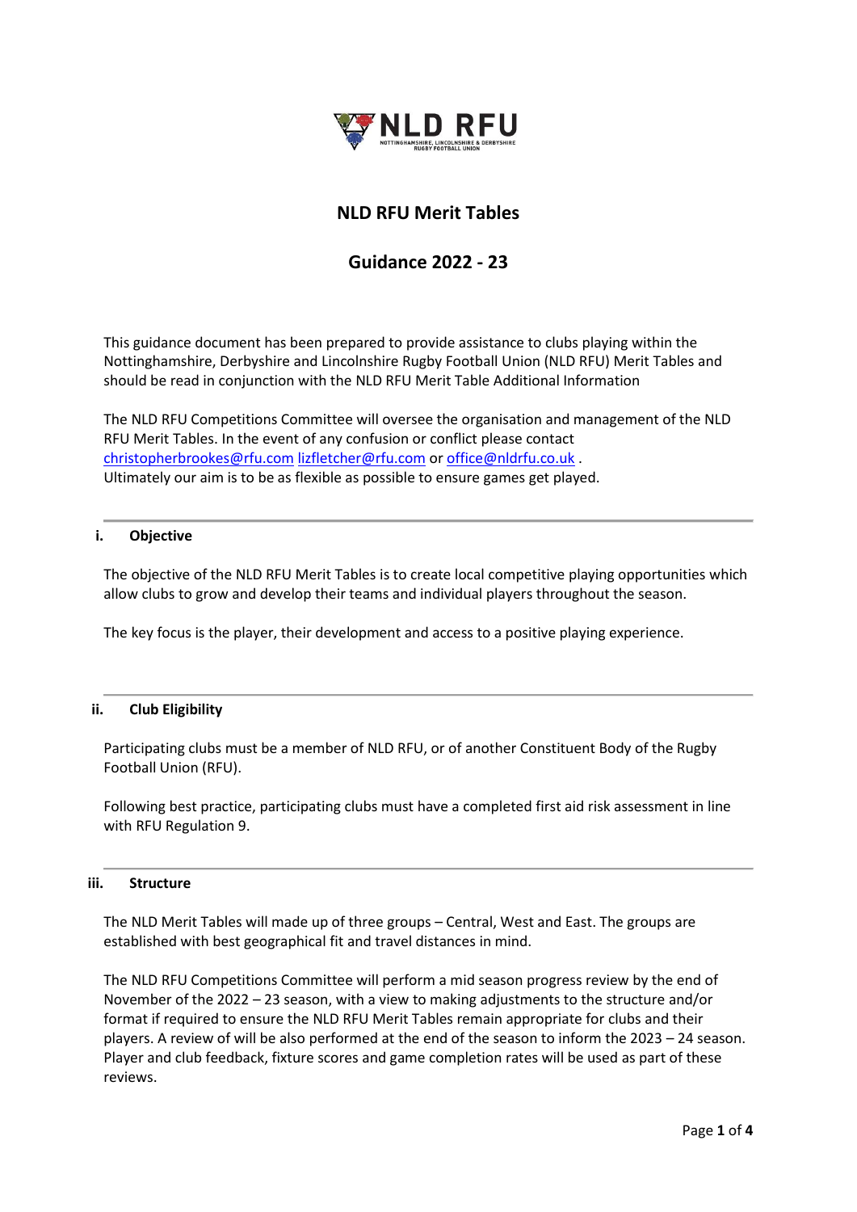# NLD RFU Merit Tables

## Guidance 2022 - 23

This guidance document has been prepared to provide assistance to clubs playing within the Nottinghamshire, Derbyshire and Lincolnshire Rugby Football Union (NLD RFU) Merit Tables and should be read in conjunction with the NLD RFU Merit Table Additional Information

The NLD RFU Competitions Committee will oversee the organisation and management of the NLD RFU Merit Tables. In the event of any confusion or conflict please contact christopherbrookes@rfu.com lizfletcher@rfu.com or office@nldrfu.co.uk .
Ultimately our aim is to be as flexible as possible to ensure games get played.

### i. Objective

The objective of the NLD RFU Merit Tables is to create local competitive playing opportunities which allow clubs to grow and develop their teams and individual players throughout the season.

The key focus is the player, their development and access to a positive playing experience.

### ii. Club Eligibility

Participating clubs must be a member of NLD RFU, or of another Constituent Body of the Rugby Football Union (RFU).

Following best practice, participating clubs must have a completed first aid risk assessment in line with RFU Regulation 9.

### iii. Structure

The NLD Merit Tables will made up of three groups – Central, West and East. The groups are established with best geographical fit and travel distances in mind.

The NLD RFU Competitions Committee will perform a mid season progress review by the end of November of the 2022 – 23 season, with a view to making adjustments to the structure and/or format if required to ensure the NLD RFU Merit Tables remain appropriate for clubs and their players. A review of will be also performed at the end of the season to inform the 2023 – 24 season. Player and club feedback, fixture scores and game completion rates will be used as part of these reviews.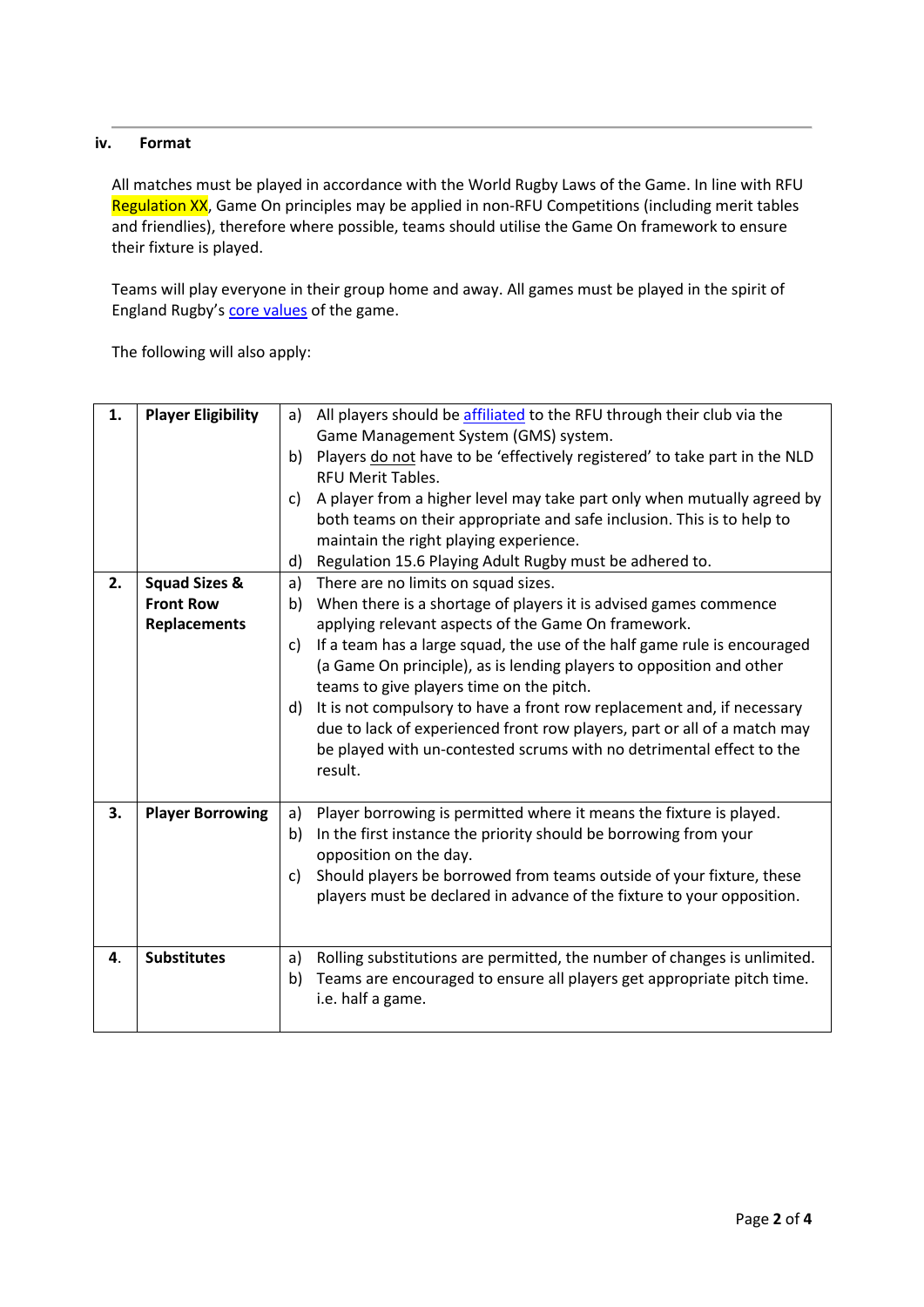### iv. Format

All matches must be played in accordance with the World Rugby Laws of the Game. In line with RFU Regulation XX, Game On principles may be applied in non-RFU Competitions (including merit tables and friendlies), therefore where possible, teams should utilise the Game On framework to ensure their fixture is played.

Teams will play everyone in their group home and away. All games must be played in the spirit of England Rugby's core values of the game.

The following will also apply:

| | | |
|---|---|---|
| **1.** | **Player Eligibility** | a) All players should be affiliated to the RFU through their club via the Game Management System (GMS) system.<br>b) Players do not have to be 'effectively registered' to take part in the NLD RFU Merit Tables.<br>c) A player from a higher level may take part only when mutually agreed by both teams on their appropriate and safe inclusion. This is to help to maintain the right playing experience.<br>d) Regulation 15.6 Playing Adult Rugby must be adhered to. |
| **2.** | **Squad Sizes & Front Row Replacements** | a) There are no limits on squad sizes.<br>b) When there is a shortage of players it is advised games commence applying relevant aspects of the Game On framework.<br>c) If a team has a large squad, the use of the half game rule is encouraged (a Game On principle), as is lending players to opposition and other teams to give players time on the pitch.<br>d) It is not compulsory to have a front row replacement and, if necessary due to lack of experienced front row players, part or all of a match may be played with un-contested scrums with no detrimental effect to the result. |
| **3.** | **Player Borrowing** | a) Player borrowing is permitted where it means the fixture is played.<br>b) In the first instance the priority should be borrowing from your opposition on the day.<br>c) Should players be borrowed from teams outside of your fixture, these players must be declared in advance of the fixture to your opposition. |
| **4.** | **Substitutes** | a) Rolling substitutions are permitted, the number of changes is unlimited.<br>b) Teams are encouraged to ensure all players get appropriate pitch time. i.e. half a game. |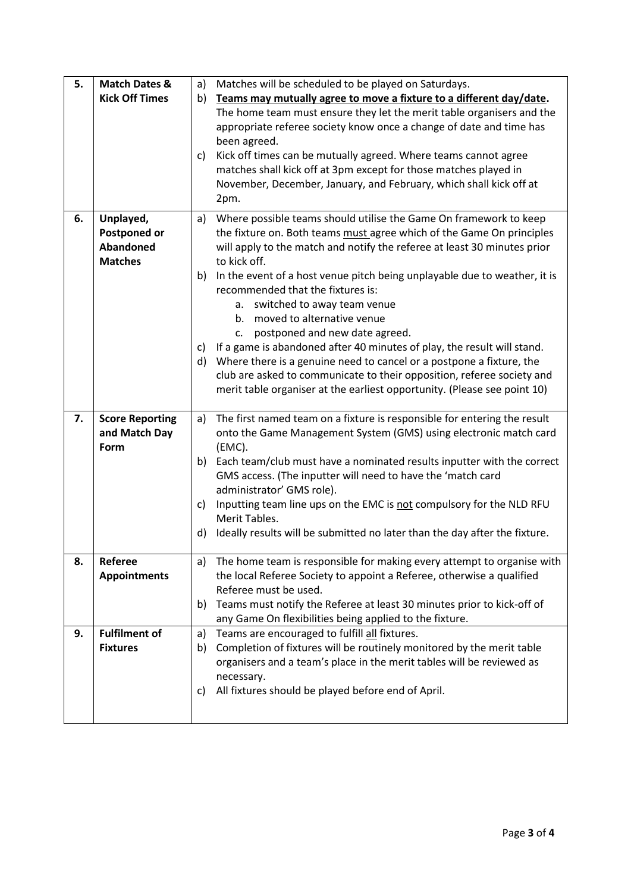| | | |
|---|---|---|
| **5.** | **Match Dates & Kick Off Times** | a) Matches will be scheduled to be played on Saturdays.<br>b) **<u>Teams may mutually agree to move a fixture to a different day/date</u>.** The home team must ensure they let the merit table organisers and the appropriate referee society know once a change of date and time has been agreed.<br>c) Kick off times can be mutually agreed. Where teams cannot agree matches shall kick off at 3pm except for those matches played in November, December, January, and February, which shall kick off at 2pm. |
| **6.** | **Unplayed, Postponed or Abandoned Matches** | a) Where possible teams should utilise the Game On framework to keep the fixture on. Both teams <u>must</u> agree which of the Game On principles will apply to the match and notify the referee at least 30 minutes prior to kick off.<br>b) In the event of a host venue pitch being unplayable due to weather, it is recommended that the fixtures is:<br>&nbsp;&nbsp;&nbsp;&nbsp;a. switched to away team venue<br>&nbsp;&nbsp;&nbsp;&nbsp;b. moved to alternative venue<br>&nbsp;&nbsp;&nbsp;&nbsp;c. postponed and new date agreed.<br>c) If a game is abandoned after 40 minutes of play, the result will stand.<br>d) Where there is a genuine need to cancel or a postpone a fixture, the club are asked to communicate to their opposition, referee society and merit table organiser at the earliest opportunity. (Please see point 10) |
| **7.** | **Score Reporting and Match Day Form** | a) The first named team on a fixture is responsible for entering the result onto the Game Management System (GMS) using electronic match card (EMC).<br>b) Each team/club must have a nominated results inputter with the correct GMS access. (The inputter will need to have the 'match card administrator' GMS role).<br>c) Inputting team line ups on the EMC is <u>not</u> compulsory for the NLD RFU Merit Tables.<br>d) Ideally results will be submitted no later than the day after the fixture. |
| **8.** | **Referee Appointments** | a) The home team is responsible for making every attempt to organise with the local Referee Society to appoint a Referee, otherwise a qualified Referee must be used.<br>b) Teams must notify the Referee at least 30 minutes prior to kick-off of any Game On flexibilities being applied to the fixture. |
| **9.** | **Fulfilment of Fixtures** | a) Teams are encouraged to fulfill <u>all</u> fixtures.<br>b) Completion of fixtures will be routinely monitored by the merit table organisers and a team's place in the merit tables will be reviewed as necessary.<br>c) All fixtures should be played before end of April. |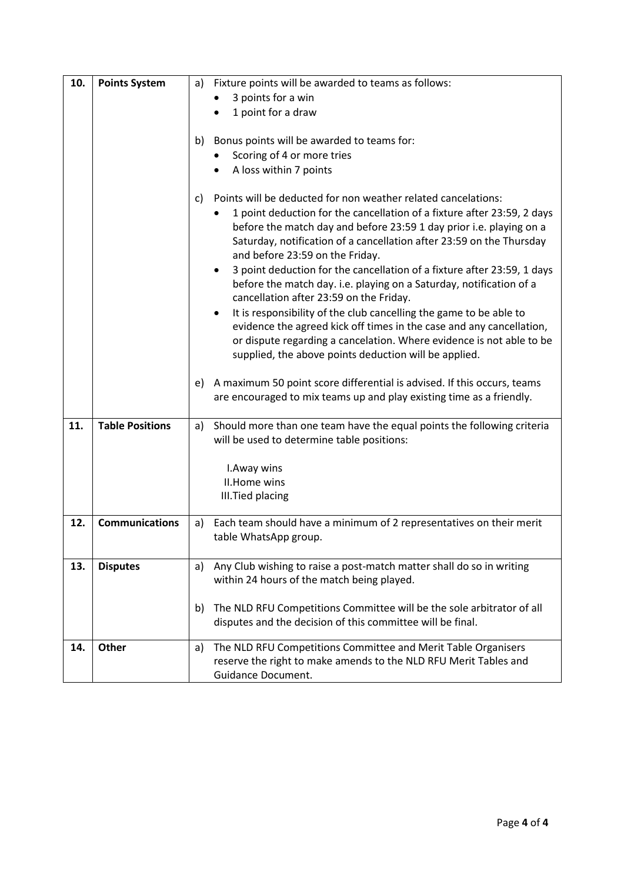| | | |
|---|---|---|
| **10.** | **Points System** | a) Fixture points will be awarded to teams as follows:<br>• 3 points for a win<br>• 1 point for a draw<br><br>b) Bonus points will be awarded to teams for:<br>• Scoring of 4 or more tries<br>• A loss within 7 points<br><br>c) Points will be deducted for non weather related cancelations:<br>• 1 point deduction for the cancellation of a fixture after 23:59, 2 days before the match day and before 23:59 1 day prior i.e. playing on a Saturday, notification of a cancellation after 23:59 on the Thursday and before 23:59 on the Friday.<br>• 3 point deduction for the cancellation of a fixture after 23:59, 1 days before the match day. i.e. playing on a Saturday, notification of a cancellation after 23:59 on the Friday.<br>• It is responsibility of the club cancelling the game to be able to evidence the agreed kick off times in the case and any cancellation, or dispute regarding a cancelation. Where evidence is not able to be supplied, the above points deduction will be applied.<br><br>e) A maximum 50 point score differential is advised. If this occurs, teams are encouraged to mix teams up and play existing time as a friendly. |
| **11.** | **Table Positions** | a) Should more than one team have the equal points the following criteria will be used to determine table positions:<br><br>I. Away wins<br>II. Home wins<br>III. Tied placing |
| **12.** | **Communications** | a) Each team should have a minimum of 2 representatives on their merit table WhatsApp group. |
| **13.** | **Disputes** | a) Any Club wishing to raise a post-match matter shall do so in writing within 24 hours of the match being played.<br><br>b) The NLD RFU Competitions Committee will be the sole arbitrator of all disputes and the decision of this committee will be final. |
| **14.** | **Other** | a) The NLD RFU Competitions Committee and Merit Table Organisers reserve the right to make amends to the NLD RFU Merit Tables and Guidance Document. |